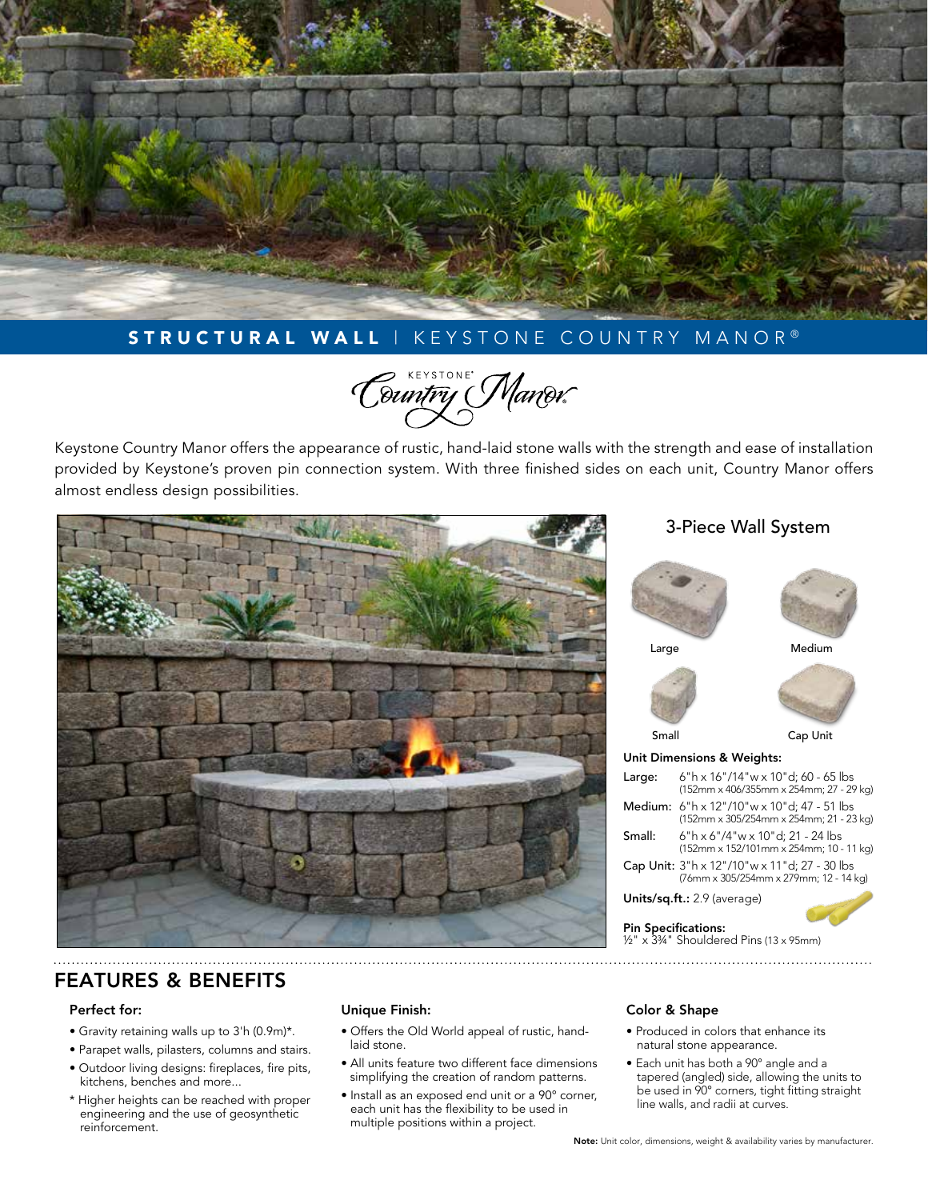# STRUCTURAL WALL | KEYSTONE COUNTRY MANOR®

KEYSTONE® Country Manor®

Keystone Country Manor offers the appearance of rustic, hand-laid stone walls with the strength and ease of installation provided by Keystone's proven pin connection system. With three finished sides on each unit, Country Manor offers almost endless design possibilities.

## 3-Piece Wall System

Large

Medium

Small

Cap Unit

**Unit Dimensions & Weights:**

| | |
|---|---|
| Large: | 6"h x 16"/14"w x 10"d; 60 - 65 lbs (152mm x 406/355mm x 254mm; 27 - 29 kg) |
| Medium: | 6"h x 12"/10"w x 10"d; 47 - 51 lbs (152mm x 305/254mm x 254mm; 21 - 23 kg) |
| Small: | 6"h x 6"/4"w x 10"d; 21 - 24 lbs (152mm x 152/101mm x 254mm; 10 - 11 kg) |
| Cap Unit: | 3"h x 12"/10"w x 11"d; 27 - 30 lbs (76mm x 305/254mm x 279mm; 12 - 14 kg) |

**Units/sq.ft.:** 2.9 (average)

**Pin Specifications:**
½" x 3¾" Shouldered Pins (13 x 95mm)

## FEATURES & BENEFITS

### Perfect for:

- Gravity retaining walls up to 3'h (0.9m)*.
- Parapet walls, pilasters, columns and stairs.
- Outdoor living designs: fireplaces, fire pits, kitchens, benches and more...

\* Higher heights can be reached with proper engineering and the use of geosynthetic reinforcement.

### Unique Finish:

- Offers the Old World appeal of rustic, hand-laid stone.
- All units feature two different face dimensions simplifying the creation of random patterns.
- Install as an exposed end unit or a 90° corner, each unit has the flexibility to be used in multiple positions within a project.

### Color & Shape

- Produced in colors that enhance its natural stone appearance.
- Each unit has both a 90° angle and a tapered (angled) side, allowing the units to be used in 90° corners, tight fitting straight line walls, and radii at curves.

**Note:** Unit color, dimensions, weight & availability varies by manufacturer.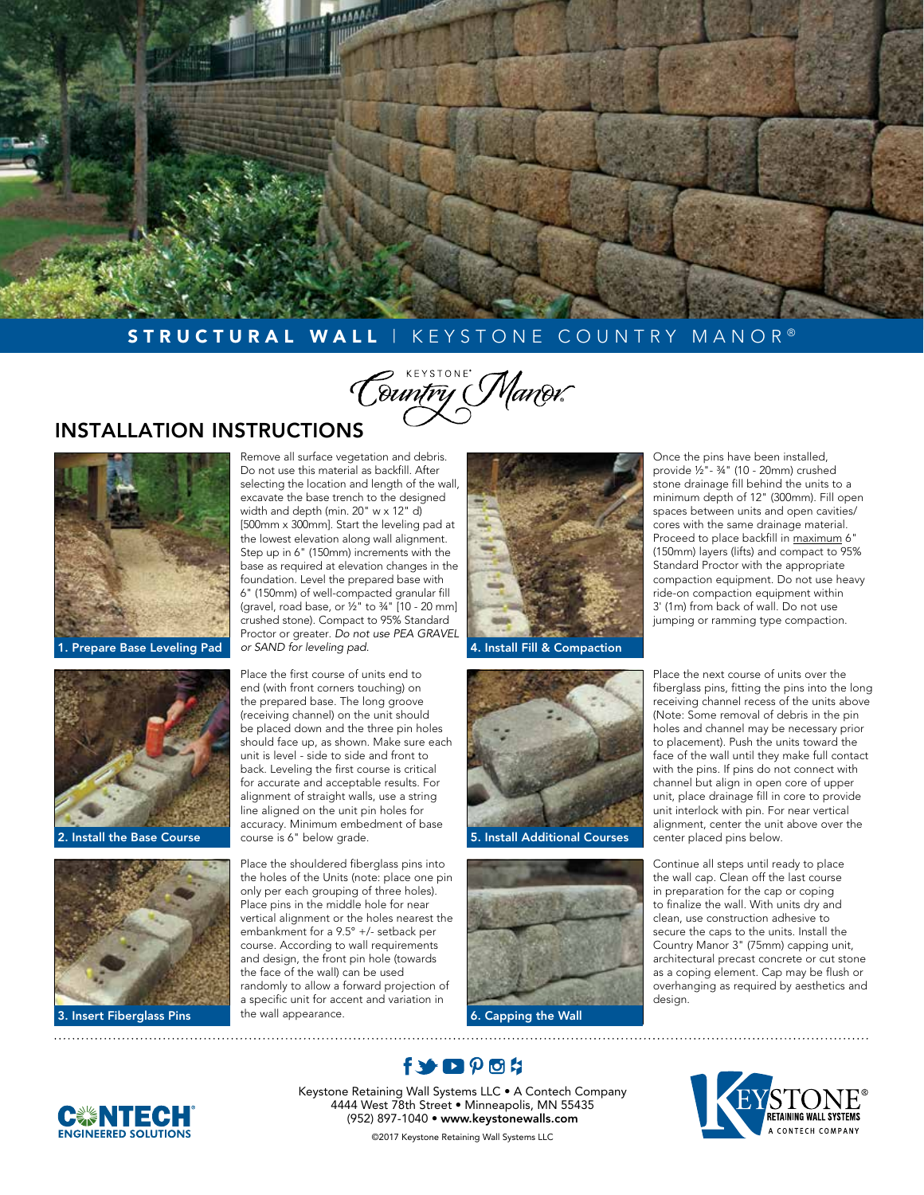## STRUCTURAL WALL | KEYSTONE COUNTRY MANOR®

KEYSTONE® Country Manor®

## INSTALLATION INSTRUCTIONS

**1. Prepare Base Leveling Pad**

Remove all surface vegetation and debris. Do not use this material as backfill. After selecting the location and length of the wall, excavate the base trench to the designed width and depth (min. 20" w x 12" d) [500mm x 300mm]. Start the leveling pad at the lowest elevation along wall alignment. Step up in 6" (150mm) increments with the base as required at elevation changes in the foundation. Level the prepared base with 6" (150mm) of well-compacted granular fill (gravel, road base, or ½" to ¾" [10 - 20 mm] crushed stone). Compact to 95% Standard Proctor or greater. *Do not use PEA GRAVEL or SAND for leveling pad.*

**2. Install the Base Course**

Place the first course of units end to end (with front corners touching) on the prepared base. The long groove (receiving channel) on the unit should be placed down and the three pin holes should face up, as shown. Make sure each unit is level - side to side and front to back. Leveling the first course is critical for accurate and acceptable results. For alignment of straight walls, use a string line aligned on the unit pin holes for accuracy. Minimum embedment of base course is 6" below grade.

**3. Insert Fiberglass Pins**

Place the shouldered fiberglass pins into the holes of the Units (note: place one pin only per each grouping of three holes). Place pins in the middle hole for near vertical alignment or the holes nearest the embankment for a 9.5° +/- setback per course. According to wall requirements and design, the front pin hole (towards the face of the wall) can be used randomly to allow a forward projection of a specific unit for accent and variation in the wall appearance.

**4. Install Fill & Compaction**

Once the pins have been installed, provide ½"- ¾" (10 - 20mm) crushed stone drainage fill behind the units to a minimum depth of 12" (300mm). Fill open spaces between units and open cavities/ cores with the same drainage material. Proceed to place backfill in maximum 6" (150mm) layers (lifts) and compact to 95% Standard Proctor with the appropriate compaction equipment. Do not use heavy ride-on compaction equipment within 3' (1m) from back of wall. Do not use jumping or ramming type compaction.

**5. Install Additional Courses**

Place the next course of units over the fiberglass pins, fitting the pins into the long receiving channel recess of the units above (Note: Some removal of debris in the pin holes and channel may be necessary prior to placement). Push the units toward the face of the wall until they make full contact with the pins. If pins do not connect with channel but align in open core of upper unit, place drainage fill in core to provide unit interlock with pin. For near vertical alignment, center the unit above over the center placed pins below.

**6. Capping the Wall**

Continue all steps until ready to place the wall cap. Clean off the last course in preparation for the cap or coping to finalize the wall. With units dry and clean, use construction adhesive to secure the caps to the units. Install the Country Manor 3" (75mm) capping unit, architectural precast concrete or cut stone as a coping element. Cap may be flush or overhanging as required by aesthetics and design.

CONTECH® ENGINEERED SOLUTIONS

Keystone Retaining Wall Systems LLC • A Contech Company
4444 West 78th Street • Minneapolis, MN 55435
(952) 897-1040 • **www.keystonewalls.com**

©2017 Keystone Retaining Wall Systems LLC

KEYSTONE® RETAINING WALL SYSTEMS A CONTECH COMPANY